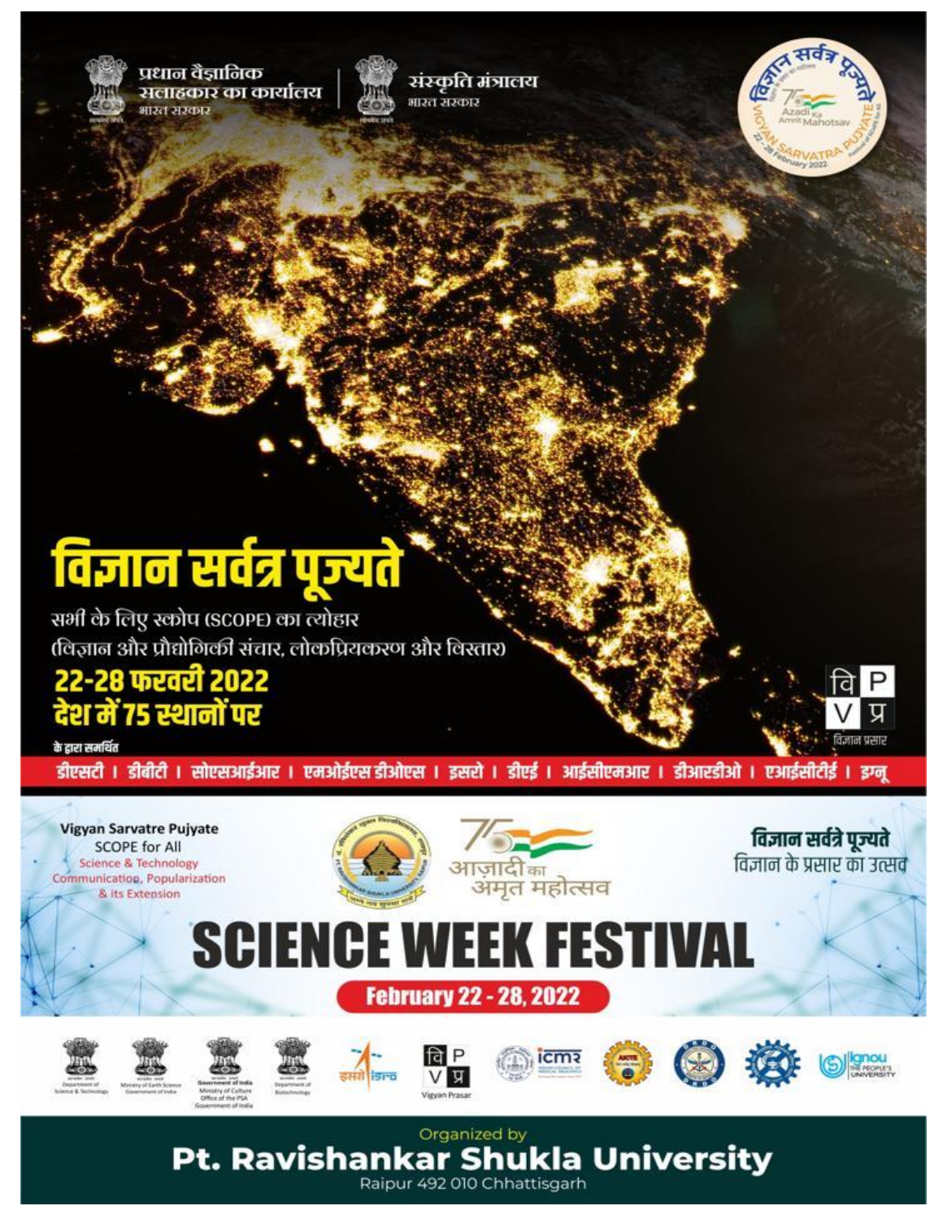प्रधान वैज्ञानिक सलाहकार का कार्यालय
भारत सरकार

संस्कृति मंत्रालय
भारत सरकार

विज्ञान सर्वत्र पूज्यते
Azadi Ka Amrit Mahotsav
VIGYAN SARVATRA PUJYATE
22-28 February 2022

# विज्ञान सर्वत्र पूज्यते

सभी के लिए स्कोप (SCOPE) का त्योहार
(विज्ञान और प्रौद्योगिकी संचार, लोकप्रियकरण और विस्तार)

**22-28 फरवरी 2022**
**देश में 75 स्थानों पर**

वि P V प्र
विज्ञान प्रसार

के द्वारा समर्थित

डीएसटी । डीबीटी । सीएसआईआर । एमओईएस डीओएस । इसरो । डीएई । आईसीएमआर । डीआरडीओ । एआईसीटीई । इग्नू

Vigyan Sarvatre Pujyate
SCOPE for All
Science & Technology Communication, Popularization & its Extension

आज़ादी का अमृत महोत्सव

**विज्ञान सर्वत्र पूज्यते**
विज्ञान के प्रसार का उत्सव

# SCIENCE WEEK FESTIVAL

**February 22 - 28, 2022**

Department of Science & Technology | Ministry of Earth Science Government of India | Government of India Ministry of Culture Office of the PSA Government of India | Department of Biotechnology | इसरो isro | Vigyan Prasar | icmr | AICTE | DRDO | CSIR | ignou THE PEOPLE'S UNIVERSITY

Organized by
## Pt. Ravishankar Shukla University
Raipur 492 010 Chhattisgarh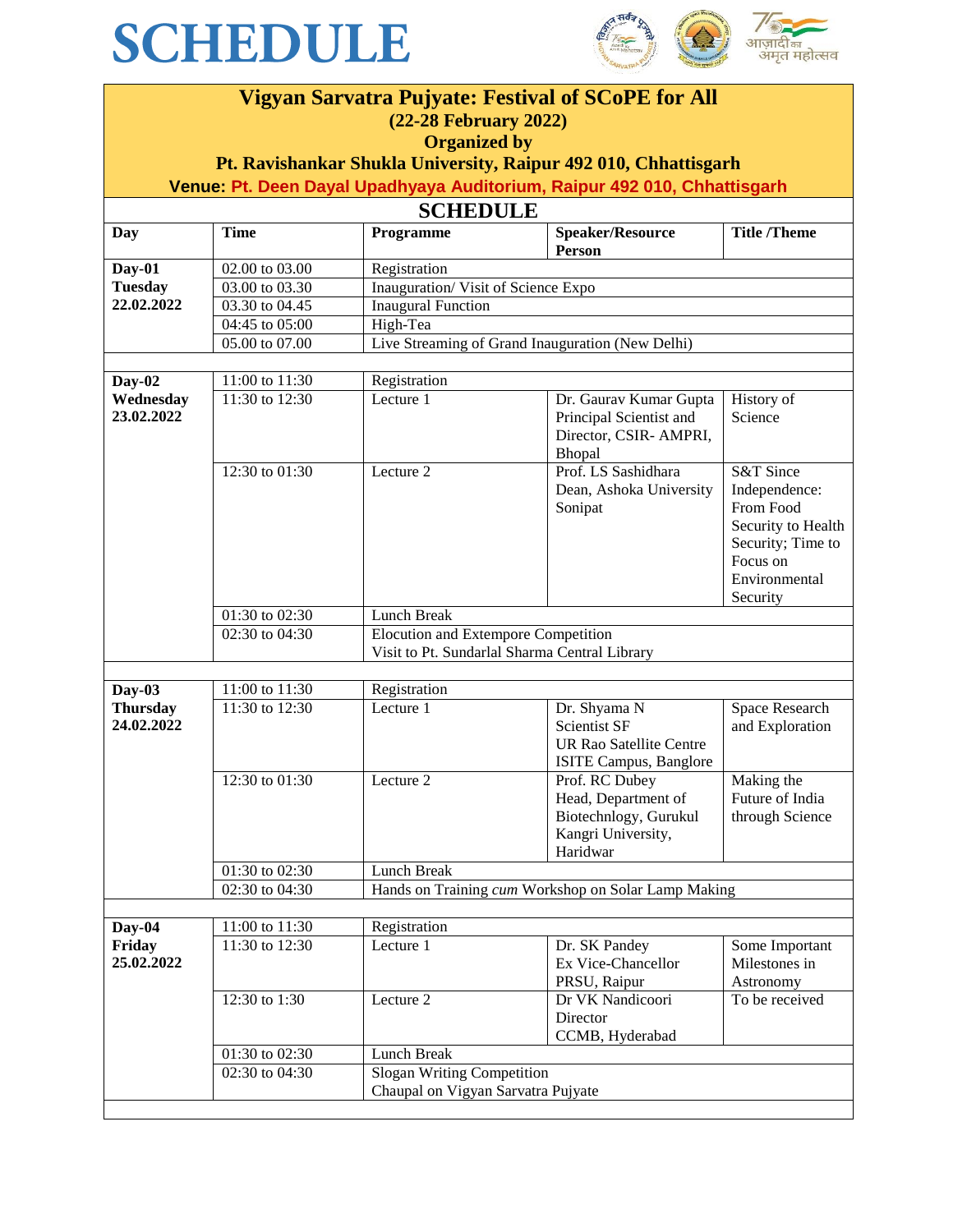# SCHEDULE

**Vigyan Sarvatra Pujyate: Festival of SCoPE for All**
**(22-28 February 2022)**
**Organized by**
**Pt. Ravishankar Shukla University, Raipur 492 010, Chhattisgarh**
**Venue: Pt. Deen Dayal Upadhyaya Auditorium, Raipur 492 010, Chhattisgarh**

## SCHEDULE

| Day | Time | Programme | Speaker/Resource Person | Title /Theme |
|---|---|---|---|---|
| **Day-01 Tuesday 22.02.2022** | 02.00 to 03.00 | Registration | | |
| | 03.00 to 03.30 | Inauguration/ Visit of Science Expo | | |
| | 03.30 to 04.45 | Inaugural Function | | |
| | 04:45 to 05:00 | High-Tea | | |
| | 05.00 to 07.00 | Live Streaming of Grand Inauguration (New Delhi) | | |
| | | | | |
| **Day-02 Wednesday 23.02.2022** | 11:00 to 11:30 | Registration | | |
| | 11:30 to 12:30 | Lecture 1 | Dr. Gaurav Kumar Gupta Principal Scientist and Director, CSIR- AMPRI, Bhopal | History of Science |
| | 12:30 to 01:30 | Lecture 2 | Prof. LS Sashidhara Dean, Ashoka University Sonipat | S&T Since Independence: From Food Security to Health Security; Time to Focus on Environmental Security |
| | 01:30 to 02:30 | Lunch Break | | |
| | 02:30 to 04:30 | Elocution and Extempore Competition<br>Visit to Pt. Sundarlal Sharma Central Library | | |
| | | | | |
| **Day-03 Thursday 24.02.2022** | 11:00 to 11:30 | Registration | | |
| | 11:30 to 12:30 | Lecture 1 | Dr. Shyama N Scientist SF UR Rao Satellite Centre ISITE Campus, Banglore | Space Research and Exploration |
| | 12:30 to 01:30 | Lecture 2 | Prof. RC Dubey Head, Department of Biotechnlogy, Gurukul Kangri University, Haridwar | Making the Future of India through Science |
| | 01:30 to 02:30 | Lunch Break | | |
| | 02:30 to 04:30 | Hands on Training *cum* Workshop on Solar Lamp Making | | |
| | | | | |
| **Day-04 Friday 25.02.2022** | 11:00 to 11:30 | Registration | | |
| | 11:30 to 12:30 | Lecture 1 | Dr. SK Pandey Ex Vice-Chancellor PRSU, Raipur | Some Important Milestones in Astronomy |
| | 12:30 to 1:30 | Lecture 2 | Dr VK Nandicoori Director CCMB, Hyderabad | To be received |
| | 01:30 to 02:30 | Lunch Break | | |
| | 02:30 to 04:30 | Slogan Writing Competition<br>Chaupal on Vigyan Sarvatra Pujyate | | |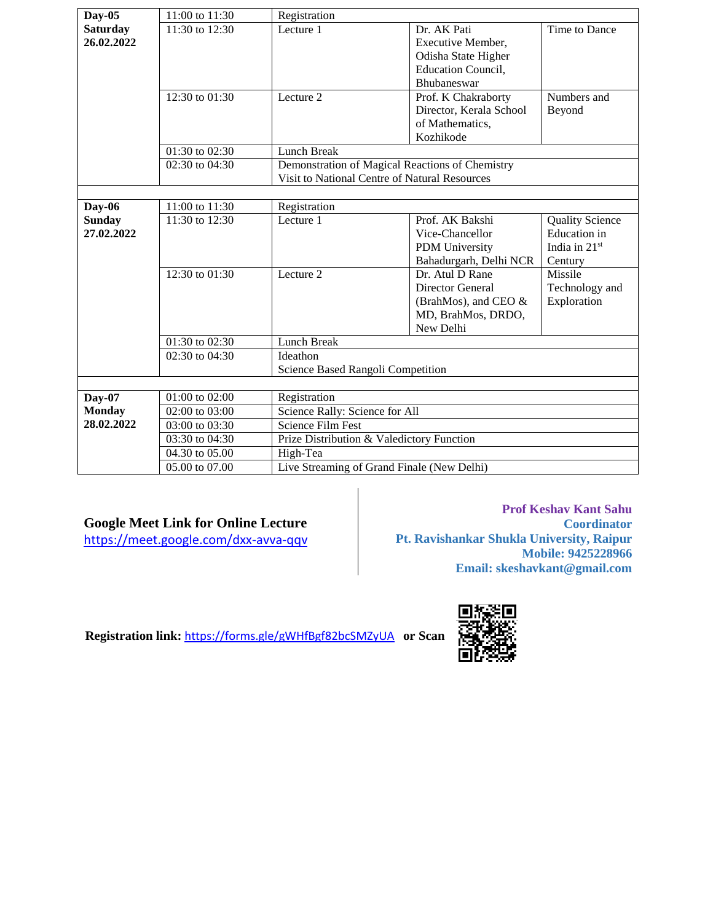| | | | | |
|---|---|---|---|---|
| **Day-05 Saturday 26.02.2022** | 11:00 to 11:30 | Registration | | |
| | 11:30 to 12:30 | Lecture 1 | Dr. AK Pati Executive Member, Odisha State Higher Education Council, Bhubaneswar | Time to Dance |
| | 12:30 to 01:30 | Lecture 2 | Prof. K Chakraborty Director, Kerala School of Mathematics, Kozhikode | Numbers and Beyond |
| | 01:30 to 02:30 | Lunch Break | | |
| | 02:30 to 04:30 | Demonstration of Magical Reactions of Chemistry Visit to National Centre of Natural Resources | | |
| | | | | |
| **Day-06 Sunday 27.02.2022** | 11:00 to 11:30 | Registration | | |
| | 11:30 to 12:30 | Lecture 1 | Prof. AK Bakshi Vice-Chancellor PDM University Bahadurgarh, Delhi NCR | Quality Science Education in India in 21st Century |
| | 12:30 to 01:30 | Lecture 2 | Dr. Atul D Rane Director General (BrahMos), and CEO & MD, BrahMos, DRDO, New Delhi | Missile Technology and Exploration |
| | 01:30 to 02:30 | Lunch Break | | |
| | 02:30 to 04:30 | Ideathon Science Based Rangoli Competition | | |
| | | | | |
| **Day-07 Monday 28.02.2022** | 01:00 to 02:00 | Registration | | |
| | 02:00 to 03:00 | Science Rally: Science for All | | |
| | 03:00 to 03:30 | Science Film Fest | | |
| | 03:30 to 04:30 | Prize Distribution & Valedictory Function | | |
| | 04.30 to 05.00 | High-Tea | | |
| | 05.00 to 07.00 | Live Streaming of Grand Finale (New Delhi) | | |

**Google Meet Link for Online Lecture**
https://meet.google.com/dxx-avva-qqv

**Prof Keshav Kant Sahu**
**Coordinator**
**Pt. Ravishankar Shukla University, Raipur**
**Mobile: 9425228966**
**Email: skeshavkant@gmail.com**

**Registration link:** https://forms.gle/gWHfBgf82bcSMZyUA **or Scan**